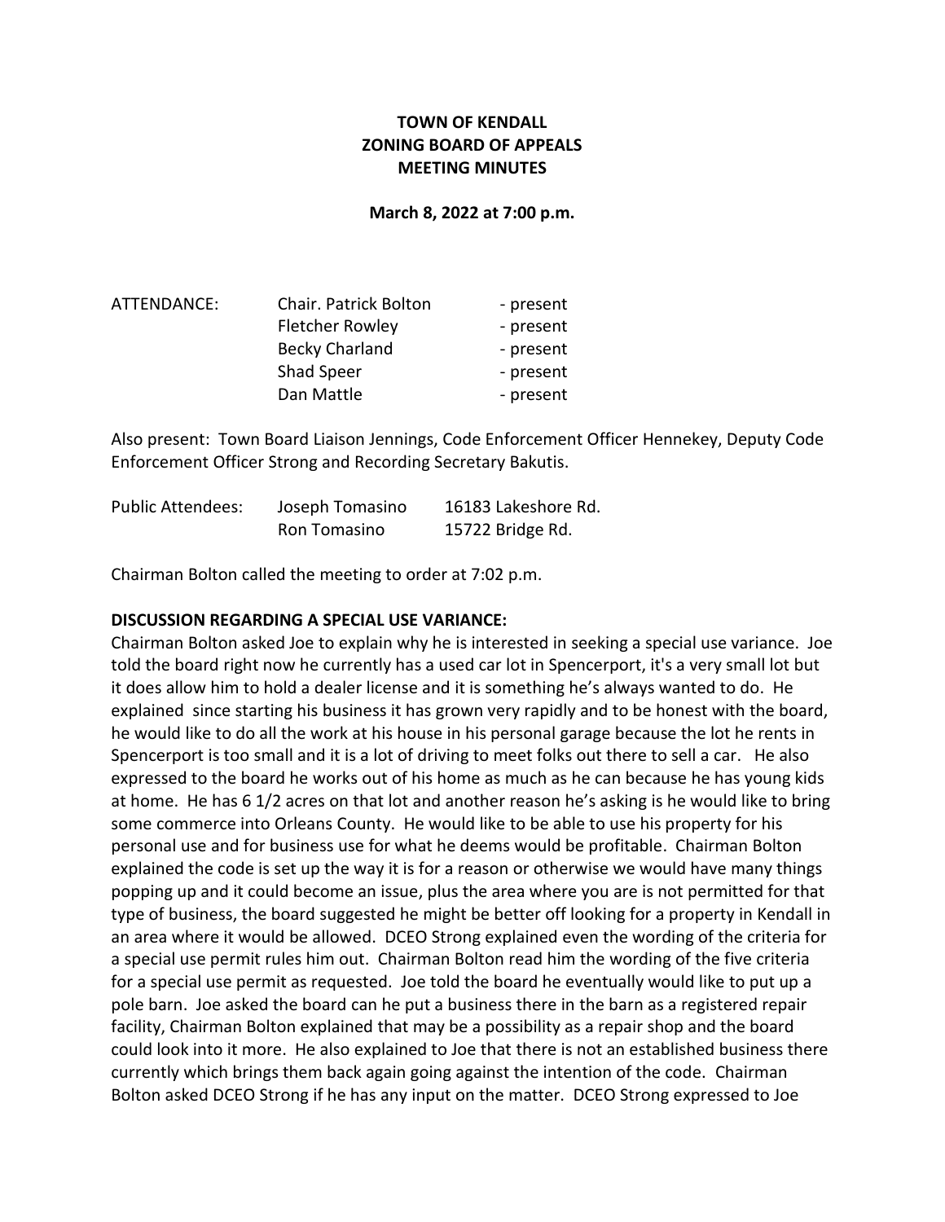# TOWN OF KENDALL
# ZONING BOARD OF APPEALS
# MEETING MINUTES

**March 8, 2022 at 7:00 p.m.**

| ATTENDANCE: | Chair. Patrick Bolton | - present |
|---|---|---|
| | Fletcher Rowley | - present |
| | Becky Charland | - present |
| | Shad Speer | - present |
| | Dan Mattle | - present |

Also present: Town Board Liaison Jennings, Code Enforcement Officer Hennekey, Deputy Code Enforcement Officer Strong and Recording Secretary Bakutis.

| Public Attendees: | Joseph Tomasino | 16183 Lakeshore Rd. |
|---|---|---|
| | Ron Tomasino | 15722 Bridge Rd. |

Chairman Bolton called the meeting to order at 7:02 p.m.

**DISCUSSION REGARDING A SPECIAL USE VARIANCE:**

Chairman Bolton asked Joe to explain why he is interested in seeking a special use variance. Joe told the board right now he currently has a used car lot in Spencerport, it's a very small lot but it does allow him to hold a dealer license and it is something he's always wanted to do. He explained since starting his business it has grown very rapidly and to be honest with the board, he would like to do all the work at his house in his personal garage because the lot he rents in Spencerport is too small and it is a lot of driving to meet folks out there to sell a car. He also expressed to the board he works out of his home as much as he can because he has young kids at home. He has 6 1/2 acres on that lot and another reason he's asking is he would like to bring some commerce into Orleans County. He would like to be able to use his property for his personal use and for business use for what he deems would be profitable. Chairman Bolton explained the code is set up the way it is for a reason or otherwise we would have many things popping up and it could become an issue, plus the area where you are is not permitted for that type of business, the board suggested he might be better off looking for a property in Kendall in an area where it would be allowed. DCEO Strong explained even the wording of the criteria for a special use permit rules him out. Chairman Bolton read him the wording of the five criteria for a special use permit as requested. Joe told the board he eventually would like to put up a pole barn. Joe asked the board can he put a business there in the barn as a registered repair facility, Chairman Bolton explained that may be a possibility as a repair shop and the board could look into it more. He also explained to Joe that there is not an established business there currently which brings them back again going against the intention of the code. Chairman Bolton asked DCEO Strong if he has any input on the matter. DCEO Strong expressed to Joe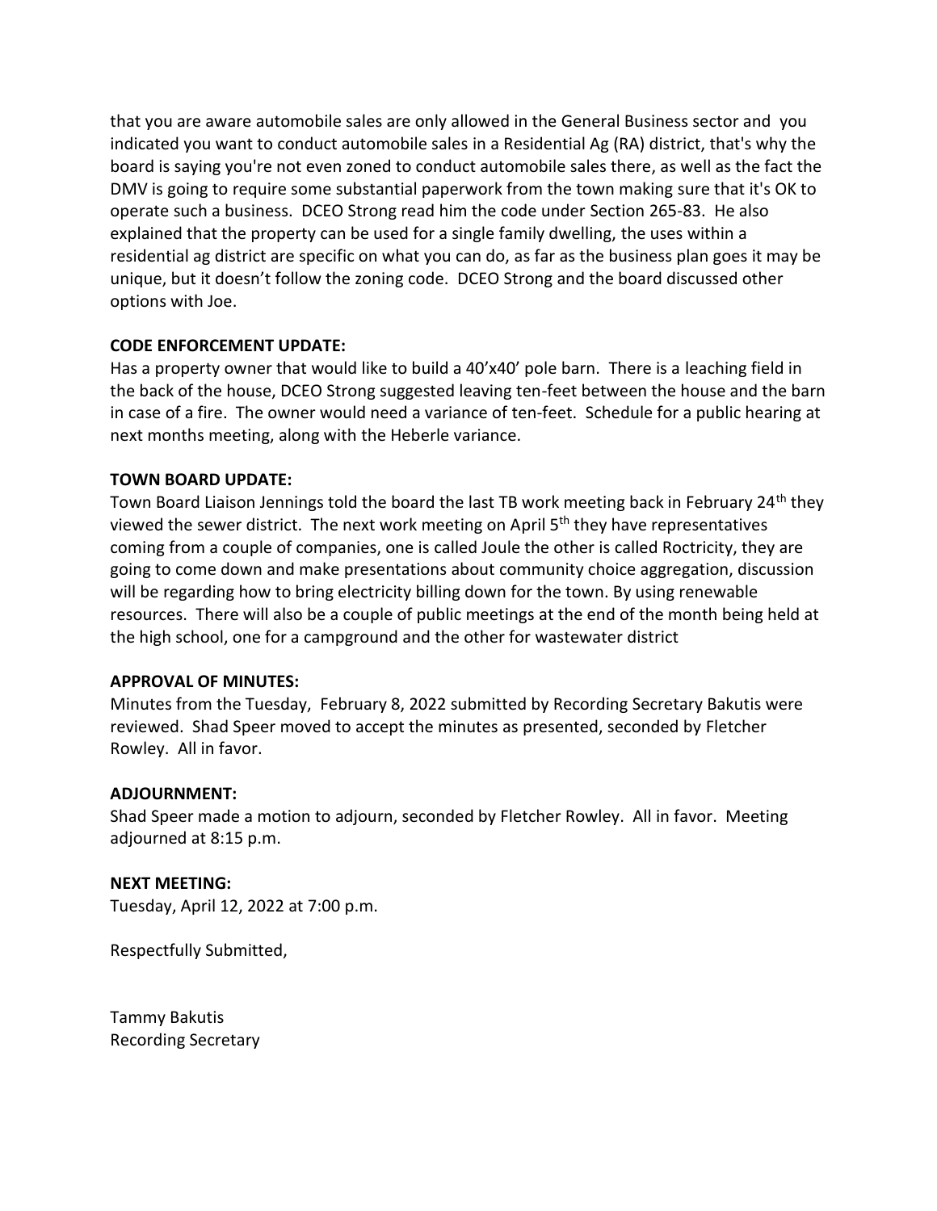that you are aware automobile sales are only allowed in the General Business sector and you indicated you want to conduct automobile sales in a Residential Ag (RA) district, that's why the board is saying you're not even zoned to conduct automobile sales there, as well as the fact the DMV is going to require some substantial paperwork from the town making sure that it's OK to operate such a business. DCEO Strong read him the code under Section 265-83. He also explained that the property can be used for a single family dwelling, the uses within a residential ag district are specific on what you can do, as far as the business plan goes it may be unique, but it doesn't follow the zoning code. DCEO Strong and the board discussed other options with Joe.

**CODE ENFORCEMENT UPDATE:**

Has a property owner that would like to build a 40'x40' pole barn. There is a leaching field in the back of the house, DCEO Strong suggested leaving ten-feet between the house and the barn in case of a fire. The owner would need a variance of ten-feet. Schedule for a public hearing at next months meeting, along with the Heberle variance.

**TOWN BOARD UPDATE:**

Town Board Liaison Jennings told the board the last TB work meeting back in February 24th they viewed the sewer district. The next work meeting on April 5th they have representatives coming from a couple of companies, one is called Joule the other is called Roctricity, they are going to come down and make presentations about community choice aggregation, discussion will be regarding how to bring electricity billing down for the town. By using renewable resources. There will also be a couple of public meetings at the end of the month being held at the high school, one for a campground and the other for wastewater district

**APPROVAL OF MINUTES:**

Minutes from the Tuesday, February 8, 2022 submitted by Recording Secretary Bakutis were reviewed. Shad Speer moved to accept the minutes as presented, seconded by Fletcher Rowley. All in favor.

**ADJOURNMENT:**

Shad Speer made a motion to adjourn, seconded by Fletcher Rowley. All in favor. Meeting adjourned at 8:15 p.m.

**NEXT MEETING:**

Tuesday, April 12, 2022 at 7:00 p.m.

Respectfully Submitted,

Tammy Bakutis
Recording Secretary